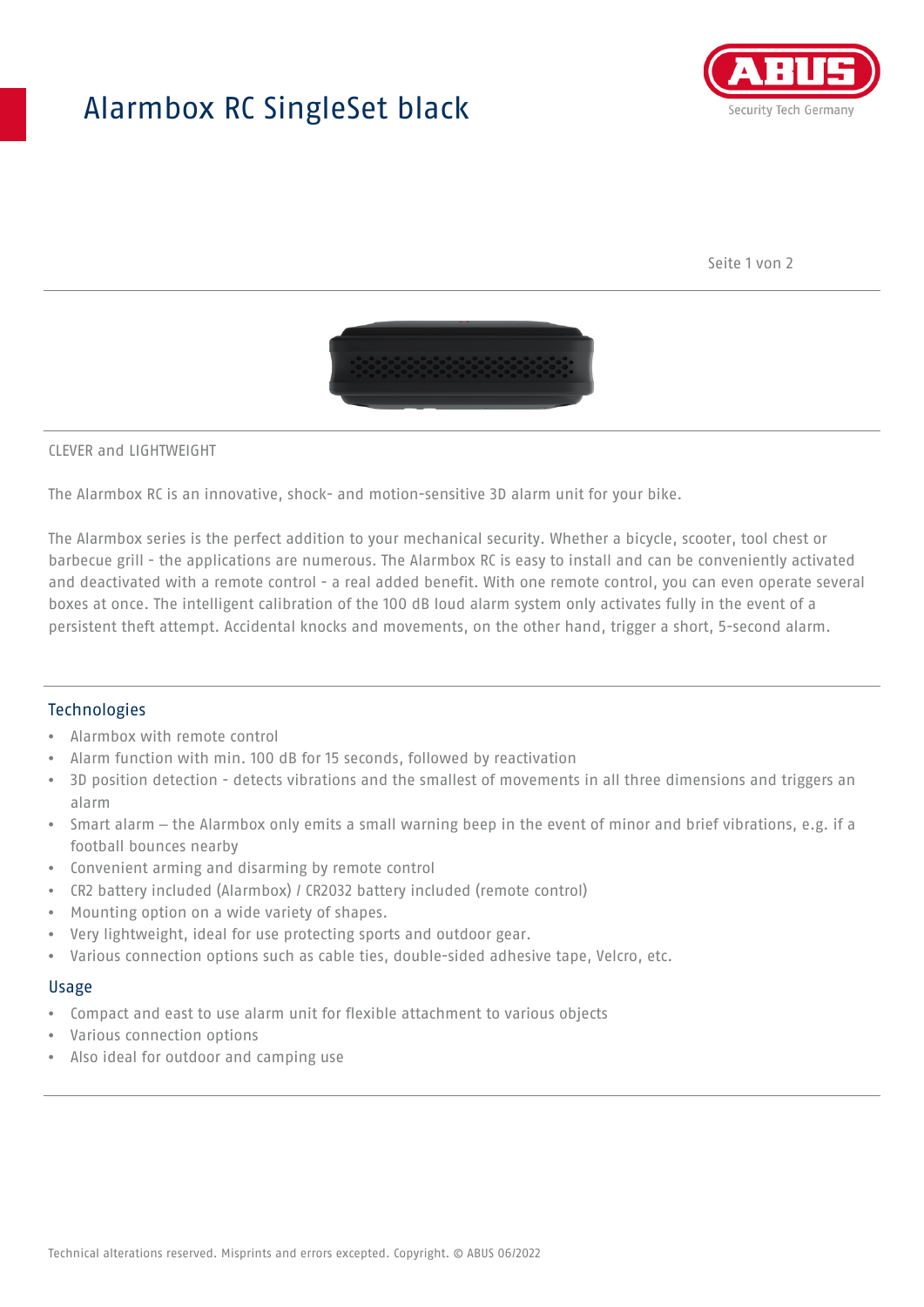# Alarmbox RC SingleSet black

CLEVER and LIGHTWEIGHT

The Alarmbox RC is an innovative, shock- and motion-sensitive 3D alarm unit for your bike.

The Alarmbox series is the perfect addition to your mechanical security. Whether a bicycle, scooter, tool chest or barbecue grill - the applications are numerous. The Alarmbox RC is easy to install and can be conveniently activated and deactivated with a remote control - a real added benefit. With one remote control, you can even operate several boxes at once. The intelligent calibration of the 100 dB loud alarm system only activates fully in the event of a persistent theft attempt. Accidental knocks and movements, on the other hand, trigger a short, 5-second alarm.

## Technologies

- Alarmbox with remote control
- Alarm function with min. 100 dB for 15 seconds, followed by reactivation
- 3D position detection - detects vibrations and the smallest of movements in all three dimensions and triggers an alarm
- Smart alarm – the Alarmbox only emits a small warning beep in the event of minor and brief vibrations, e.g. if a football bounces nearby
- Convenient arming and disarming by remote control
- CR2 battery included (Alarmbox) / CR2032 battery included (remote control)
- Mounting option on a wide variety of shapes.
- Very lightweight, ideal for use protecting sports and outdoor gear.
- Various connection options such as cable ties, double-sided adhesive tape, Velcro, etc.

## Usage

- Compact and east to use alarm unit for flexible attachment to various objects
- Various connection options
- Also ideal for outdoor and camping use

Technical alterations reserved. Misprints and errors excepted. Copyright. © ABUS 06/2022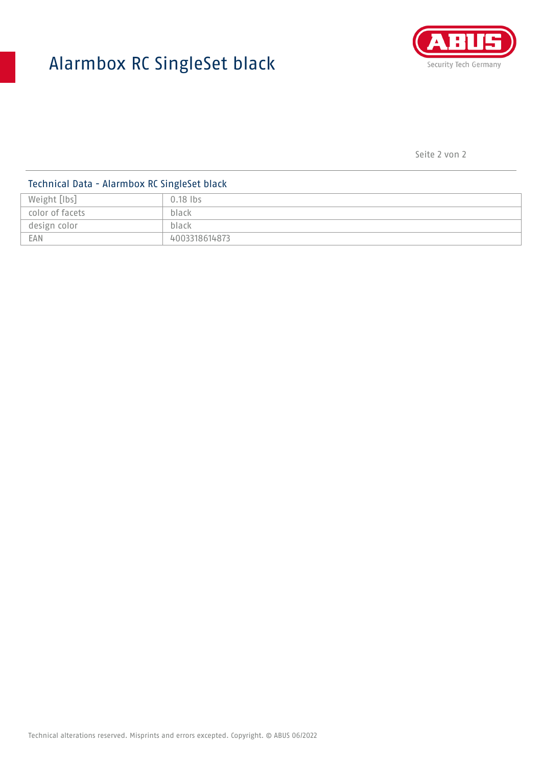# Alarmbox RC SingleSet black

## Technical Data - Alarmbox RC SingleSet black

| | |
|---|---|
| Weight [lbs] | 0.18 lbs |
| color of facets | black |
| design color | black |
| EAN | 4003318614873 |

Technical alterations reserved. Misprints and errors excepted. Copyright. © ABUS 06/2022